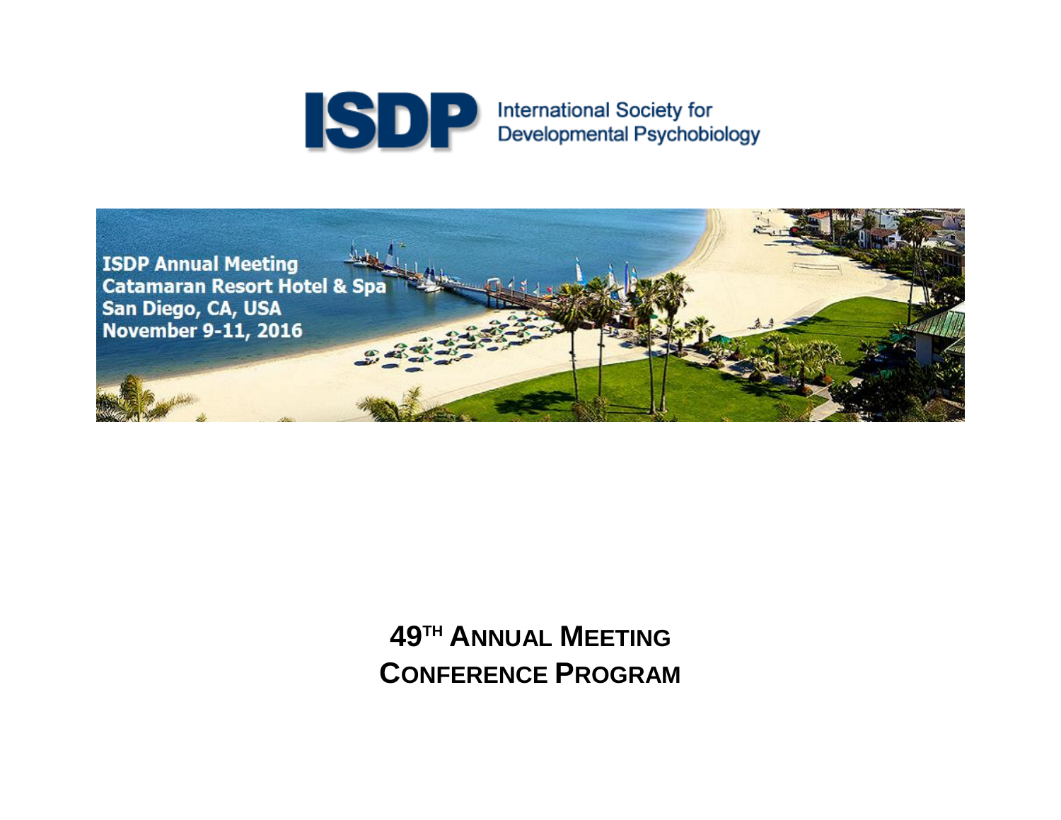**ISDP** International Society for Developmental Psychobiology

ISDP Annual Meeting
Catamaran Resort Hotel & Spa
San Diego, CA, USA
November 9-11, 2016

# 49TH ANNUAL MEETING
# CONFERENCE PROGRAM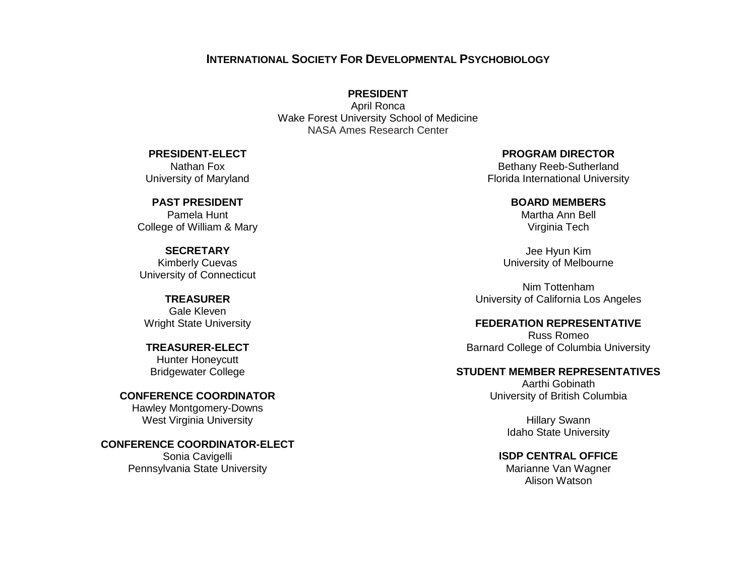# International Society For Developmental Psychobiology

**PRESIDENT**
April Ronca
Wake Forest University School of Medicine
NASA Ames Research Center

**PRESIDENT-ELECT**
Nathan Fox
University of Maryland

**PAST PRESIDENT**
Pamela Hunt
College of William & Mary

**SECRETARY**
Kimberly Cuevas
University of Connecticut

**TREASURER**
Gale Kleven
Wright State University

**TREASURER-ELECT**
Hunter Honeycutt
Bridgewater College

**CONFERENCE COORDINATOR**
Hawley Montgomery-Downs
West Virginia University

**CONFERENCE COORDINATOR-ELECT**
Sonia Cavigelli
Pennsylvania State University

**PROGRAM DIRECTOR**
Bethany Reeb-Sutherland
Florida International University

**BOARD MEMBERS**
Martha Ann Bell
Virginia Tech

Jee Hyun Kim
University of Melbourne

Nim Tottenham
University of California Los Angeles

**FEDERATION REPRESENTATIVE**
Russ Romeo
Barnard College of Columbia University

**STUDENT MEMBER REPRESENTATIVES**
Aarthi Gobinath
University of British Columbia

Hillary Swann
Idaho State University

**ISDP CENTRAL OFFICE**
Marianne Van Wagner
Alison Watson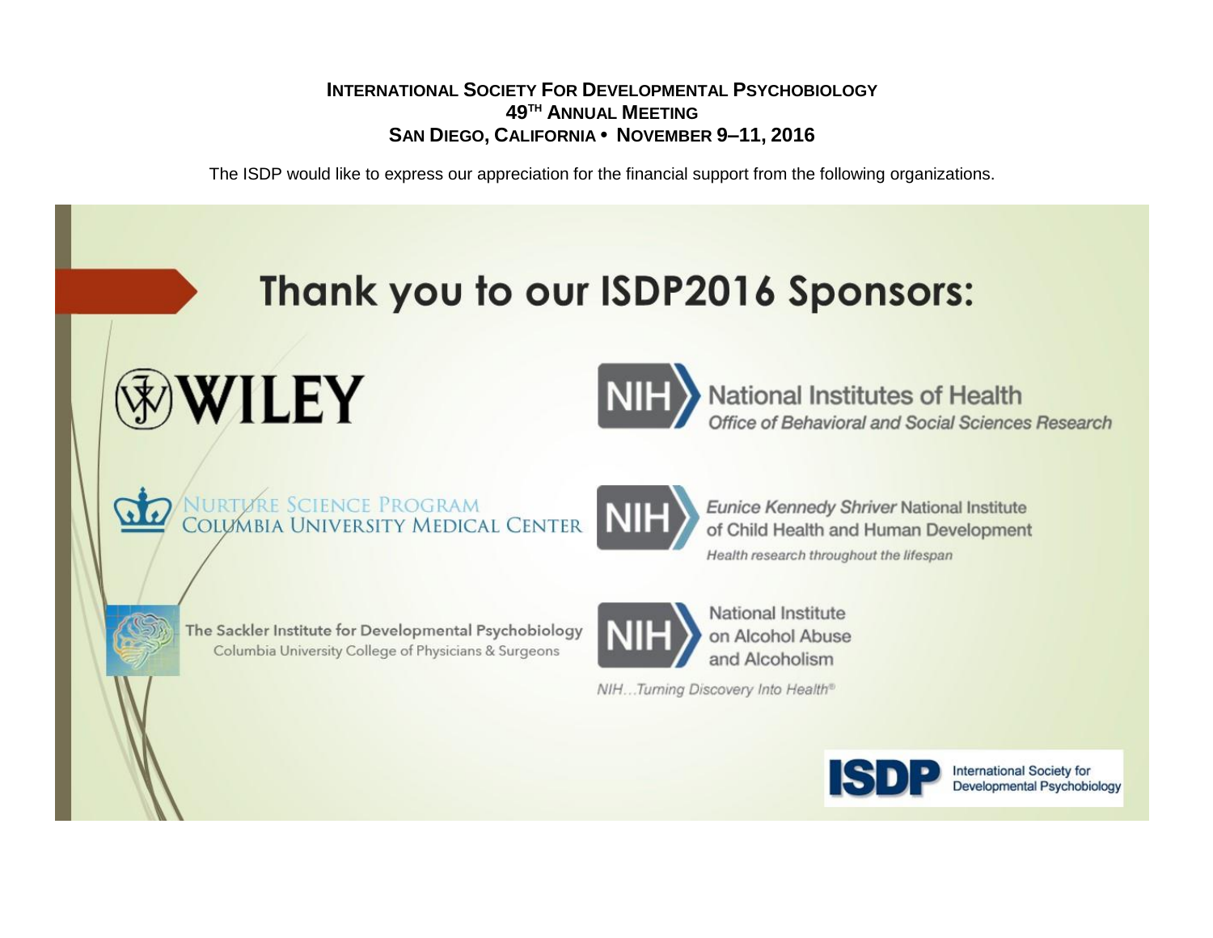**International Society For Developmental Psychobiology**
**49TH Annual Meeting**
**San Diego, California • November 9–11, 2016**

The ISDP would like to express our appreciation for the financial support from the following organizations.

# Thank you to our ISDP2016 Sponsors:

WILEY

NIH National Institutes of Health
*Office of Behavioral and Social Sciences Research*

Nurture Science Program
Columbia University Medical Center

NIH *Eunice Kennedy Shriver* National Institute of Child Health and Human Development
*Health research throughout the lifespan*

The Sackler Institute for Developmental Psychobiology
Columbia University College of Physicians & Surgeons

NIH National Institute on Alcohol Abuse and Alcoholism
*NIH...Turning Discovery Into Health®*

ISDP International Society for Developmental Psychobiology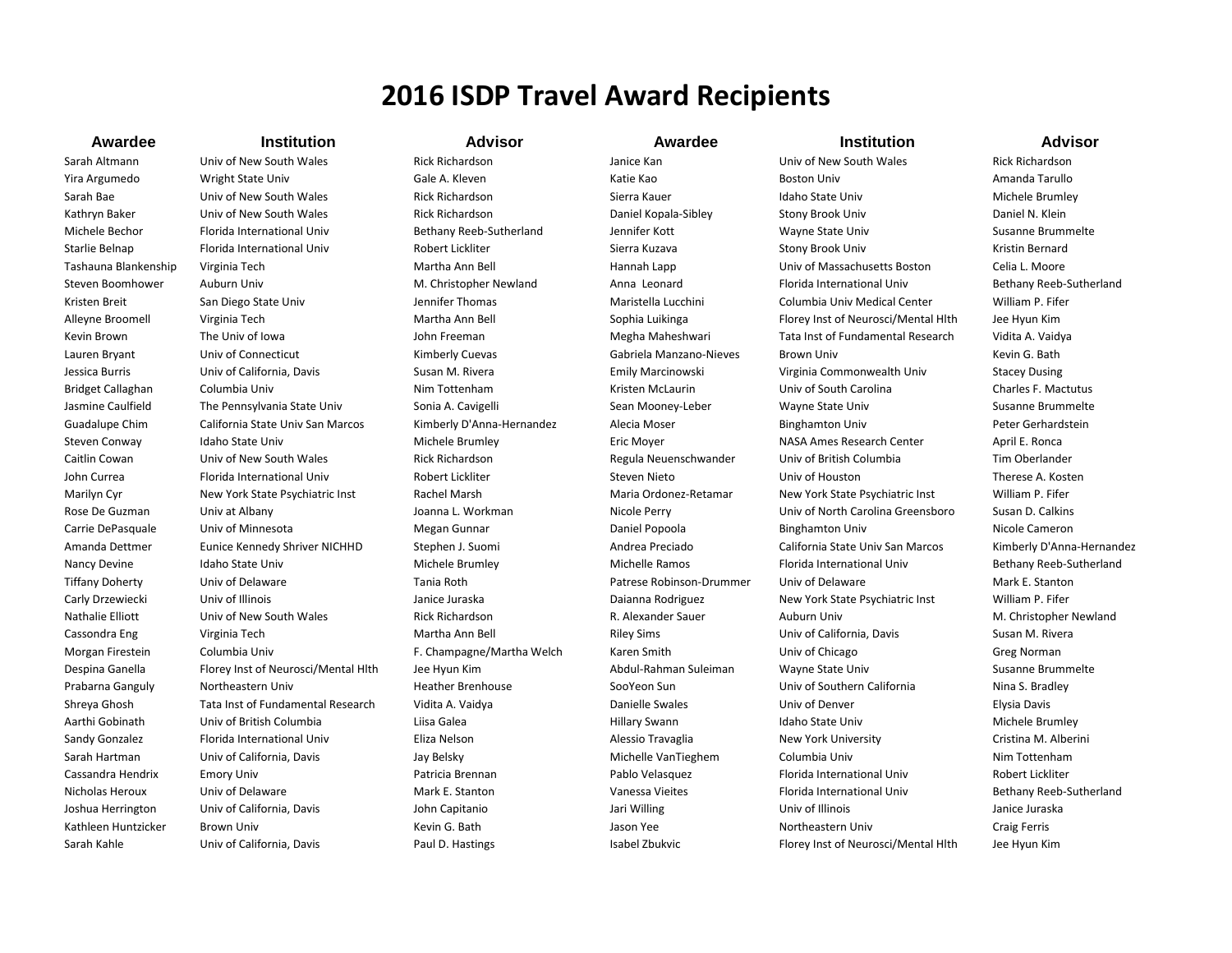# 2016 ISDP Travel Award Recipients

| Awardee | Institution | Advisor |
|---|---|---|
| Sarah Altmann | Univ of New South Wales | Rick Richardson |
| Yira Argumedo | Wright State Univ | Gale A. Kleven |
| Sarah Bae | Univ of New South Wales | Rick Richardson |
| Kathryn Baker | Univ of New South Wales | Rick Richardson |
| Michele Bechor | Florida International Univ | Bethany Reeb-Sutherland |
| Starlie Belnap | Florida International Univ | Robert Lickliter |
| Tashauna Blankenship | Virginia Tech | Martha Ann Bell |
| Steven Boomhower | Auburn Univ | M. Christopher Newland |
| Kristen Breit | San Diego State Univ | Jennifer Thomas |
| Alleyne Broomell | Virginia Tech | Martha Ann Bell |
| Kevin Brown | The Univ of Iowa | John Freeman |
| Lauren Bryant | Univ of Connecticut | Kimberly Cuevas |
| Jessica Burris | Univ of California, Davis | Susan M. Rivera |
| Bridget Callaghan | Columbia Univ | Nim Tottenham |
| Jasmine Caulfield | The Pennsylvania State Univ | Sonia A. Cavigelli |
| Guadalupe Chim | California State Univ San Marcos | Kimberly D'Anna-Hernandez |
| Steven Conway | Idaho State Univ | Michele Brumley |
| Caitlin Cowan | Univ of New South Wales | Rick Richardson |
| John Currea | Florida International Univ | Robert Lickliter |
| Marilyn Cyr | New York State Psychiatric Inst | Rachel Marsh |
| Rose De Guzman | Univ at Albany | Joanna L. Workman |
| Carrie DePasquale | Univ of Minnesota | Megan Gunnar |
| Amanda Dettmer | Eunice Kennedy Shriver NICHHD | Stephen J. Suomi |
| Nancy Devine | Idaho State Univ | Michele Brumley |
| Tiffany Doherty | Univ of Delaware | Tania Roth |
| Carly Drzewiecki | Univ of Illinois | Janice Juraska |
| Nathalie Elliott | Univ of New South Wales | Rick Richardson |
| Cassondra Eng | Virginia Tech | Martha Ann Bell |
| Morgan Firestein | Columbia Univ | F. Champagne/Martha Welch |
| Despina Ganella | Florey Inst of Neurosci/Mental Hlth | Jee Hyun Kim |
| Prabarna Ganguly | Northeastern Univ | Heather Brenhouse |
| Shreya Ghosh | Tata Inst of Fundamental Research | Vidita A. Vaidya |
| Aarthi Gobinath | Univ of British Columbia | Liisa Galea |
| Sandy Gonzalez | Florida International Univ | Eliza Nelson |
| Sarah Hartman | Univ of California, Davis | Jay Belsky |
| Cassandra Hendrix | Emory Univ | Patricia Brennan |
| Nicholas Heroux | Univ of Delaware | Mark E. Stanton |
| Joshua Herrington | Univ of California, Davis | John Capitanio |
| Kathleen Huntzicker | Brown Univ | Kevin G. Bath |
| Sarah Kahle | Univ of California, Davis | Paul D. Hastings |
| Janice Kan | Univ of New South Wales | Rick Richardson |
| Katie Kao | Boston Univ | Amanda Tarullo |
| Sierra Kauer | Idaho State Univ | Michele Brumley |
| Daniel Kopala-Sibley | Stony Brook Univ | Daniel N. Klein |
| Jennifer Kott | Wayne State Univ | Susanne Brummelte |
| Sierra Kuzava | Stony Brook Univ | Kristin Bernard |
| Hannah Lapp | Univ of Massachusetts Boston | Celia L. Moore |
| Anna Leonard | Florida International Univ | Bethany Reeb-Sutherland |
| Maristella Lucchini | Columbia Univ Medical Center | William P. Fifer |
| Sophia Luikinga | Florey Inst of Neurosci/Mental Hlth | Jee Hyun Kim |
| Megha Maheshwari | Tata Inst of Fundamental Research | Vidita A. Vaidya |
| Gabriela Manzano-Nieves | Brown Univ | Kevin G. Bath |
| Emily Marcinowski | Virginia Commonwealth Univ | Stacey Dusing |
| Kristen McLaurin | Univ of South Carolina | Charles F. Mactutus |
| Sean Mooney-Leber | Wayne State Univ | Susanne Brummelte |
| Alecia Moser | Binghamton Univ | Peter Gerhardstein |
| Eric Moyer | NASA Ames Research Center | April E. Ronca |
| Regula Neuenschwander | Univ of British Columbia | Tim Oberlander |
| Steven Nieto | Univ of Houston | Therese A. Kosten |
| Maria Ordonez-Retamar | New York State Psychiatric Inst | William P. Fifer |
| Nicole Perry | Univ of North Carolina Greensboro | Susan D. Calkins |
| Daniel Popoola | Binghamton Univ | Nicole Cameron |
| Andrea Preciado | California State Univ San Marcos | Kimberly D'Anna-Hernandez |
| Michelle Ramos | Florida International Univ | Bethany Reeb-Sutherland |
| Patrese Robinson-Drummer | Univ of Delaware | Mark E. Stanton |
| Daianna Rodriguez | New York State Psychiatric Inst | William P. Fifer |
| R. Alexander Sauer | Auburn Univ | M. Christopher Newland |
| Riley Sims | Univ of California, Davis | Susan M. Rivera |
| Karen Smith | Univ of Chicago | Greg Norman |
| Abdul-Rahman Suleiman | Wayne State Univ | Susanne Brummelte |
| SooYeon Sun | Univ of Southern California | Nina S. Bradley |
| Danielle Swales | Univ of Denver | Elysia Davis |
| Hillary Swann | Idaho State Univ | Michele Brumley |
| Alessio Travaglia | New York University | Cristina M. Alberini |
| Michelle VanTieghem | Columbia Univ | Nim Tottenham |
| Pablo Velasquez | Florida International Univ | Robert Lickliter |
| Vanessa Vieites | Florida International Univ | Bethany Reeb-Sutherland |
| Jari Willing | Univ of Illinois | Janice Juraska |
| Jason Yee | Northeastern Univ | Craig Ferris |
| Isabel Zbukvic | Florey Inst of Neurosci/Mental Hlth | Jee Hyun Kim |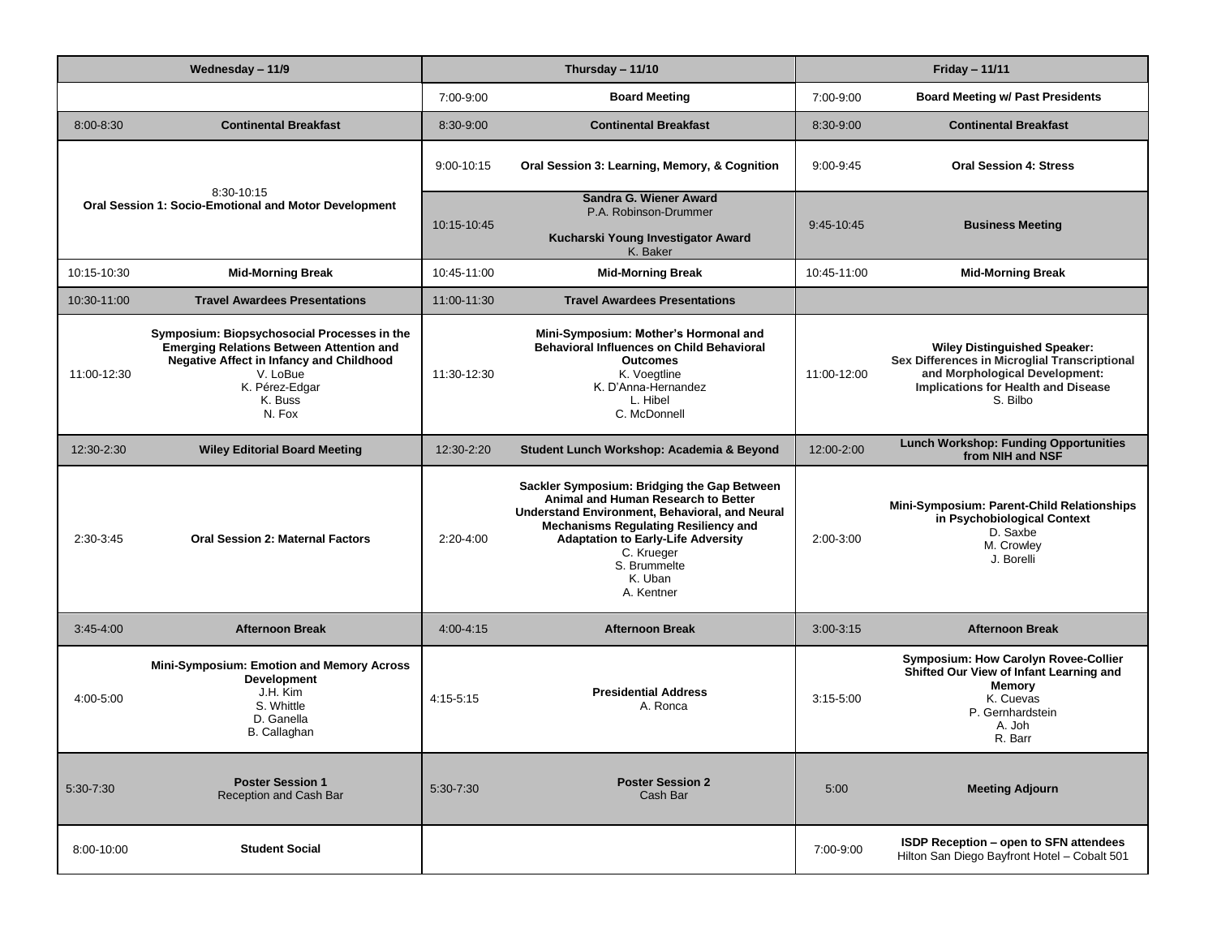| Wednesday – 11/9 | | Thursday – 11/10 | | Friday – 11/11 | |
|---|---|---|---|---|---|
| | | 7:00-9:00 | **Board Meeting** | 7:00-9:00 | **Board Meeting w/ Past Presidents** |
| 8:00-8:30 | **Continental Breakfast** | 8:30-9:00 | **Continental Breakfast** | 8:30-9:00 | **Continental Breakfast** |
| 8:30-10:15 | **Oral Session 1: Socio-Emotional and Motor Development** | 9:00-10:15 | **Oral Session 3: Learning, Memory, & Cognition** | 9:00-9:45 | **Oral Session 4: Stress** |
| | | 10:15-10:45 | **Sandra G. Wiener Award** P.A. Robinson-Drummer **Kucharski Young Investigator Award** K. Baker | 9:45-10:45 | **Business Meeting** |
| 10:15-10:30 | **Mid-Morning Break** | 10:45-11:00 | **Mid-Morning Break** | 10:45-11:00 | **Mid-Morning Break** |
| 10:30-11:00 | **Travel Awardees Presentations** | 11:00-11:30 | **Travel Awardees Presentations** | | |
| 11:00-12:30 | **Symposium: Biopsychosocial Processes in the Emerging Relations Between Attention and Negative Affect in Infancy and Childhood** V. LoBue K. Pérez-Edgar K. Buss N. Fox | 11:30-12:30 | **Mini-Symposium: Mother's Hormonal and Behavioral Influences on Child Behavioral Outcomes** K. Voegtline K. D'Anna-Hernandez L. Hibel C. McDonnell | 11:00-12:00 | **Wiley Distinguished Speaker: Sex Differences in Microglial Transcriptional and Morphological Development: Implications for Health and Disease** S. Bilbo |
| 12:30-2:30 | **Wiley Editorial Board Meeting** | 12:30-2:20 | **Student Lunch Workshop: Academia & Beyond** | 12:00-2:00 | **Lunch Workshop: Funding Opportunities from NIH and NSF** |
| 2:30-3:45 | **Oral Session 2: Maternal Factors** | 2:20-4:00 | **Sackler Symposium: Bridging the Gap Between Animal and Human Research to Better Understand Environment, Behavioral, and Neural Mechanisms Regulating Resiliency and Adaptation to Early-Life Adversity** C. Krueger S. Brummelte K. Uban A. Kentner | 2:00-3:00 | **Mini-Symposium: Parent-Child Relationships in Psychobiological Context** D. Saxbe M. Crowley J. Borelli |
| 3:45-4:00 | **Afternoon Break** | 4:00-4:15 | **Afternoon Break** | 3:00-3:15 | **Afternoon Break** |
| 4:00-5:00 | **Mini-Symposium: Emotion and Memory Across Development** J.H. Kim S. Whittle D. Ganella B. Callaghan | 4:15-5:15 | **Presidential Address** A. Ronca | 3:15-5:00 | **Symposium: How Carolyn Rovee-Collier Shifted Our View of Infant Learning and Memory** K. Cuevas P. Gerhardstein A. Joh R. Barr |
| 5:30-7:30 | **Poster Session 1** Reception and Cash Bar | 5:30-7:30 | **Poster Session 2** Cash Bar | 5:00 | **Meeting Adjourn** |
| 8:00-10:00 | **Student Social** | | | 7:00-9:00 | **ISDP Reception – open to SFN attendees** Hilton San Diego Bayfront Hotel – Cobalt 501 |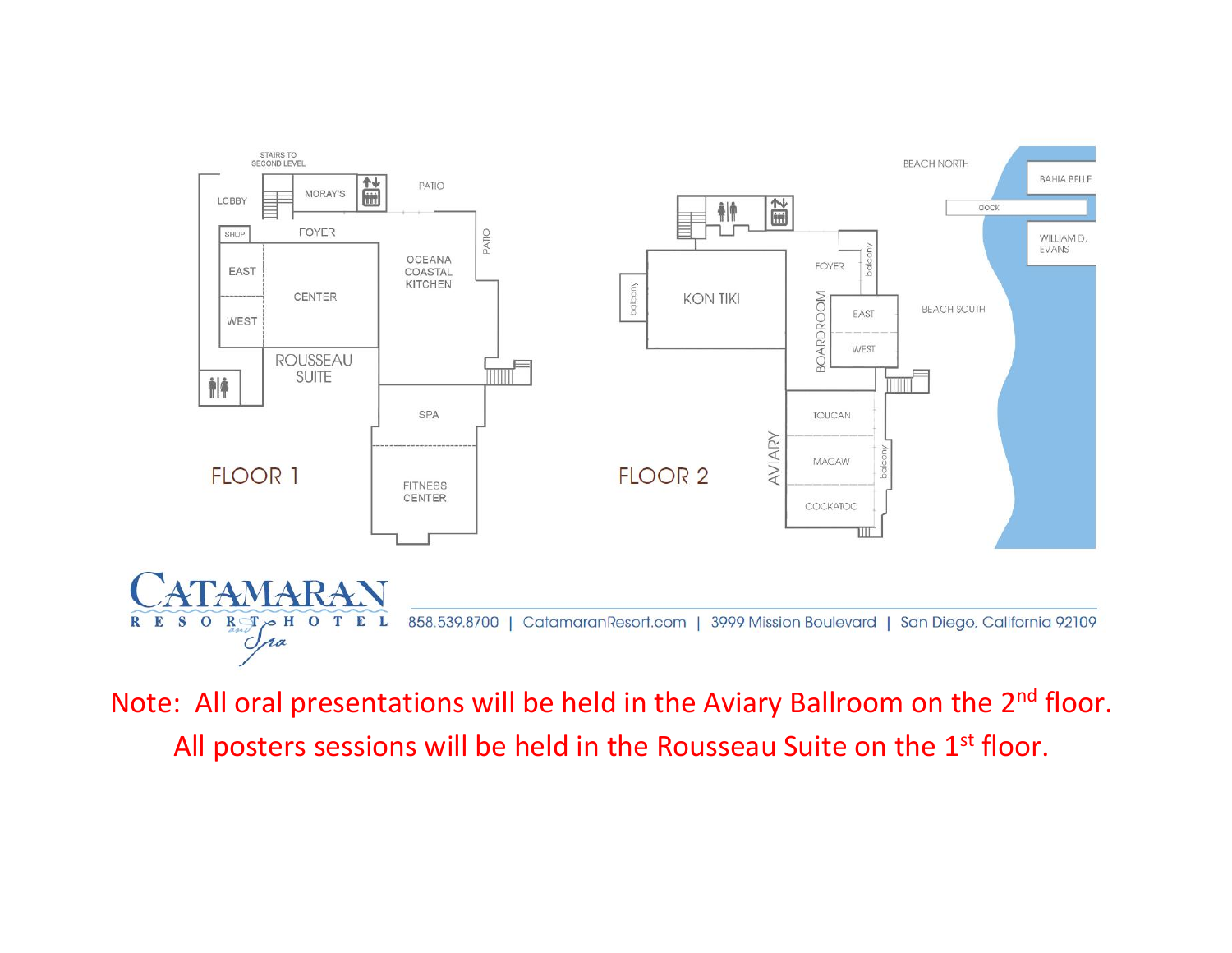STAIRS TO SECOND LEVEL

LOBBY

MORAY'S

PATIO

SHOP

FOYER

EAST

CENTER

WEST

OCEANA COASTAL KITCHEN

PATIO

ROUSSEAU SUITE

SPA

FITNESS CENTER

FLOOR 1

BEACH NORTH

BAHIA BELLE

dock

WILLIAM D. EVANS

balcony

KON TIKI

FOYER

balcony

BOARDROOM

EAST

WEST

BEACH SOUTH

TOUCAN

AVIARY

MACAW

balcony

COCKATOO

FLOOR 2

CATAMARAN RESORT HOTEL and Spa

858.539.8700 | CatamaranResort.com | 3999 Mission Boulevard | San Diego, California 92109

Note: All oral presentations will be held in the Aviary Ballroom on the 2nd floor.
All posters sessions will be held in the Rousseau Suite on the 1st floor.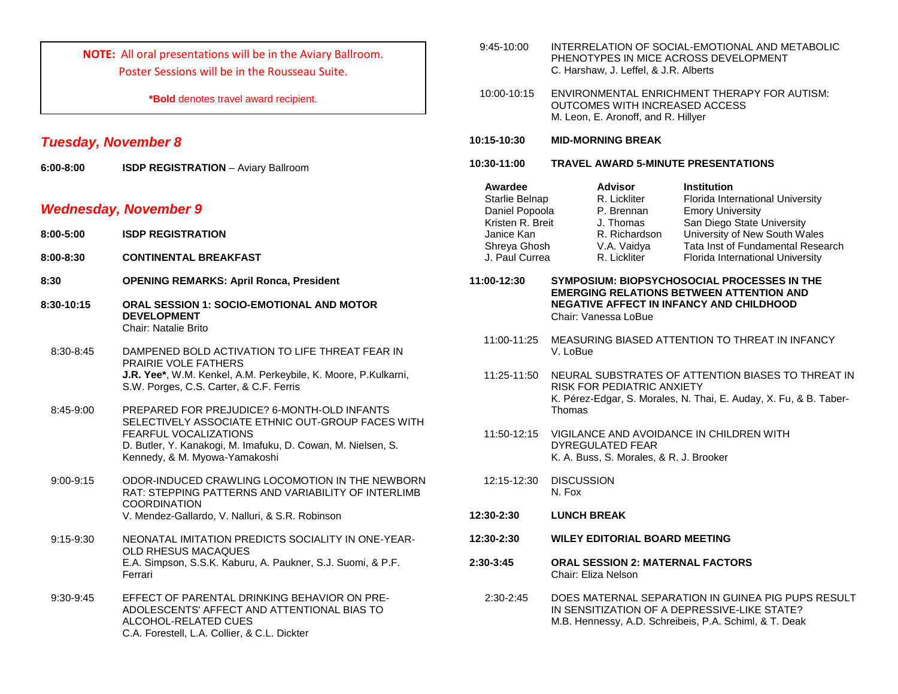**NOTE:** All oral presentations will be in the Aviary Ballroom.
Poster Sessions will be in the Rousseau Suite.

***Bold** denotes travel award recipient.

## *Tuesday, November 8*

**6:00-8:00** **ISDP REGISTRATION** – Aviary Ballroom

## *Wednesday, November 9*

**8:00-5:00** **ISDP REGISTRATION**

**8:00-8:30** **CONTINENTAL BREAKFAST**

**8:30** **OPENING REMARKS: April Ronca, President**

**8:30-10:15** **ORAL SESSION 1: SOCIO-EMOTIONAL AND MOTOR DEVELOPMENT**
Chair: Natalie Brito

8:30-8:45 DAMPENED BOLD ACTIVATION TO LIFE THREAT FEAR IN PRAIRIE VOLE FATHERS
**J.R. Yee***, W.M. Kenkel, A.M. Perkeybile, K. Moore, P.Kulkarni, S.W. Porges, C.S. Carter, & C.F. Ferris

8:45-9:00 PREPARED FOR PREJUDICE? 6-MONTH-OLD INFANTS SELECTIVELY ASSOCIATE ETHNIC OUT-GROUP FACES WITH FEARFUL VOCALIZATIONS
D. Butler, Y. Kanakogi, M. Imafuku, D. Cowan, M. Nielsen, S. Kennedy, & M. Myowa-Yamakoshi

9:00-9:15 ODOR-INDUCED CRAWLING LOCOMOTION IN THE NEWBORN RAT: STEPPING PATTERNS AND VARIABILITY OF INTERLIMB COORDINATION
V. Mendez-Gallardo, V. Nalluri, & S.R. Robinson

9:15-9:30 NEONATAL IMITATION PREDICTS SOCIALITY IN ONE-YEAR-OLD RHESUS MACAQUES
E.A. Simpson, S.S.K. Kaburu, A. Paukner, S.J. Suomi, & P.F. Ferrari

9:30-9:45 EFFECT OF PARENTAL DRINKING BEHAVIOR ON PRE-ADOLESCENTS' AFFECT AND ATTENTIONAL BIAS TO ALCOHOL-RELATED CUES
C.A. Forestell, L.A. Collier, & C.L. Dickter

9:45-10:00 INTERRELATION OF SOCIAL-EMOTIONAL AND METABOLIC PHENOTYPES IN MICE ACROSS DEVELOPMENT
C. Harshaw, J. Leffel, & J.R. Alberts

10:00-10:15 ENVIRONMENTAL ENRICHMENT THERAPY FOR AUTISM: OUTCOMES WITH INCREASED ACCESS
M. Leon, E. Aronoff, and R. Hillyer

**10:15-10:30** **MID-MORNING BREAK**

**10:30-11:00** **TRAVEL AWARD 5-MINUTE PRESENTATIONS**

| Awardee | Advisor | Institution |
|---|---|---|
| Starlie Belnap | R. Lickliter | Florida International University |
| Daniel Popoola | P. Brennan | Emory University |
| Kristen R. Breit | J. Thomas | San Diego State University |
| Janice Kan | R. Richardson | University of New South Wales |
| Shreya Ghosh | V.A. Vaidya | Tata Inst of Fundamental Research |
| J. Paul Currea | R. Lickliter | Florida International University |

**11:00-12:30** **SYMPOSIUM: BIOPSYCHOSOCIAL PROCESSES IN THE EMERGING RELATIONS BETWEEN ATTENTION AND NEGATIVE AFFECT IN INFANCY AND CHILDHOOD**
Chair: Vanessa LoBue

11:00-11:25 MEASURING BIASED ATTENTION TO THREAT IN INFANCY
V. LoBue

11:25-11:50 NEURAL SUBSTRATES OF ATTENTION BIASES TO THREAT IN RISK FOR PEDIATRIC ANXIETY
K. Pérez-Edgar, S. Morales, N. Thai, E. Auday, X. Fu, & B. Taber-Thomas

11:50-12:15 VIGILANCE AND AVOIDANCE IN CHILDREN WITH DYREGULATED FEAR
K. A. Buss, S. Morales, & R. J. Brooker

12:15-12:30 DISCUSSION
N. Fox

**12:30-2:30** **LUNCH BREAK**

**12:30-2:30** **WILEY EDITORIAL BOARD MEETING**

**2:30-3:45** **ORAL SESSION 2: MATERNAL FACTORS**
Chair: Eliza Nelson

2:30-2:45 DOES MATERNAL SEPARATION IN GUINEA PIG PUPS RESULT IN SENSITIZATION OF A DEPRESSIVE-LIKE STATE?
M.B. Hennessy, A.D. Schreibeis, P.A. Schiml, & T. Deak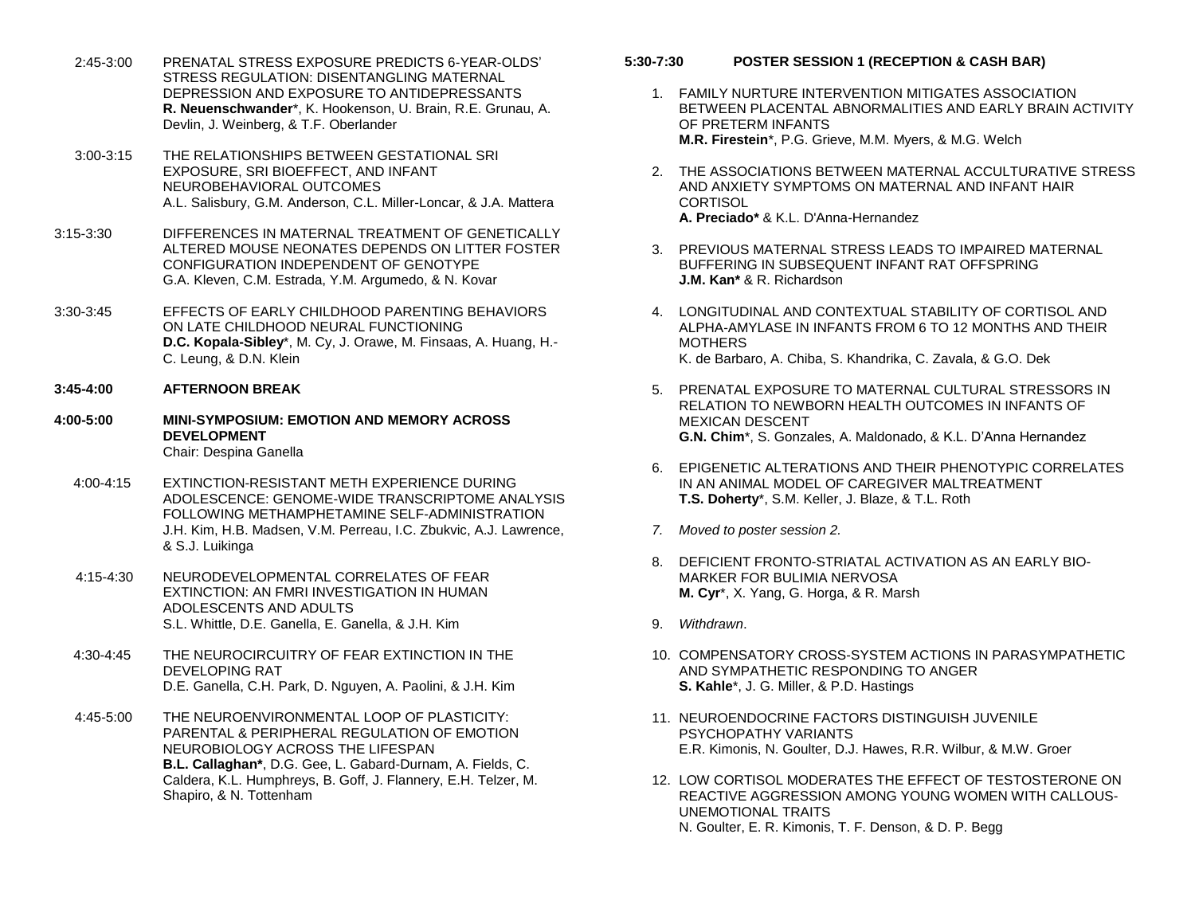2:45-3:00 PRENATAL STRESS EXPOSURE PREDICTS 6-YEAR-OLDS' STRESS REGULATION: DISENTANGLING MATERNAL DEPRESSION AND EXPOSURE TO ANTIDEPRESSANTS
**R. Neuenschwander***, K. Hookenson, U. Brain, R.E. Grunau, A. Devlin, J. Weinberg, & T.F. Oberlander

3:00-3:15 THE RELATIONSHIPS BETWEEN GESTATIONAL SRI EXPOSURE, SRI BIOEFFECT, AND INFANT NEUROBEHAVIORAL OUTCOMES
A.L. Salisbury, G.M. Anderson, C.L. Miller-Loncar, & J.A. Mattera

3:15-3:30 DIFFERENCES IN MATERNAL TREATMENT OF GENETICALLY ALTERED MOUSE NEONATES DEPENDS ON LITTER FOSTER CONFIGURATION INDEPENDENT OF GENOTYPE
G.A. Kleven, C.M. Estrada, Y.M. Argumedo, & N. Kovar

3:30-3:45 EFFECTS OF EARLY CHILDHOOD PARENTING BEHAVIORS ON LATE CHILDHOOD NEURAL FUNCTIONING
**D.C. Kopala-Sibley***, M. Cy, J. Orawe, M. Finsaas, A. Huang, H.-C. Leung, & D.N. Klein

**3:45-4:00 AFTERNOON BREAK**

**4:00-5:00 MINI-SYMPOSIUM: EMOTION AND MEMORY ACROSS DEVELOPMENT**
Chair: Despina Ganella

4:00-4:15 EXTINCTION-RESISTANT METH EXPERIENCE DURING ADOLESCENCE: GENOME-WIDE TRANSCRIPTOME ANALYSIS FOLLOWING METHAMPHETAMINE SELF-ADMINISTRATION
J.H. Kim, H.B. Madsen, V.M. Perreau, I.C. Zbukvic, A.J. Lawrence, & S.J. Luikinga

4:15-4:30 NEURODEVELOPMENTAL CORRELATES OF FEAR EXTINCTION: AN FMRI INVESTIGATION IN HUMAN ADOLESCENTS AND ADULTS
S.L. Whittle, D.E. Ganella, E. Ganella, & J.H. Kim

4:30-4:45 THE NEUROCIRCUITRY OF FEAR EXTINCTION IN THE DEVELOPING RAT
D.E. Ganella, C.H. Park, D. Nguyen, A. Paolini, & J.H. Kim

4:45-5:00 THE NEUROENVIRONMENTAL LOOP OF PLASTICITY: PARENTAL & PERIPHERAL REGULATION OF EMOTION NEUROBIOLOGY ACROSS THE LIFESPAN
**B.L. Callaghan***, D.G. Gee, L. Gabard-Durnam, A. Fields, C. Caldera, K.L. Humphreys, B. Goff, J. Flannery, E.H. Telzer, M. Shapiro, & N. Tottenham

**5:30-7:30 POSTER SESSION 1 (RECEPTION & CASH BAR)**

1. FAMILY NURTURE INTERVENTION MITIGATES ASSOCIATION BETWEEN PLACENTAL ABNORMALITIES AND EARLY BRAIN ACTIVITY OF PRETERM INFANTS
**M.R. Firestein***, P.G. Grieve, M.M. Myers, & M.G. Welch

2. THE ASSOCIATIONS BETWEEN MATERNAL ACCULTURATIVE STRESS AND ANXIETY SYMPTOMS ON MATERNAL AND INFANT HAIR CORTISOL
**A. Preciado*** & K.L. D'Anna-Hernandez

3. PREVIOUS MATERNAL STRESS LEADS TO IMPAIRED MATERNAL BUFFERING IN SUBSEQUENT INFANT RAT OFFSPRING
**J.M. Kan*** & R. Richardson

4. LONGITUDINAL AND CONTEXTUAL STABILITY OF CORTISOL AND ALPHA-AMYLASE IN INFANTS FROM 6 TO 12 MONTHS AND THEIR MOTHERS
K. de Barbaro, A. Chiba, S. Khandrika, C. Zavala, & G.O. Dek

5. PRENATAL EXPOSURE TO MATERNAL CULTURAL STRESSORS IN RELATION TO NEWBORN HEALTH OUTCOMES IN INFANTS OF MEXICAN DESCENT
**G.N. Chim***, S. Gonzales, A. Maldonado, & K.L. D'Anna Hernandez

6. EPIGENETIC ALTERATIONS AND THEIR PHENOTYPIC CORRELATES IN AN ANIMAL MODEL OF CAREGIVER MALTREATMENT
**T.S. Doherty***, S.M. Keller, J. Blaze, & T.L. Roth

7. *Moved to poster session 2.*

8. DEFICIENT FRONTO-STRIATAL ACTIVATION AS AN EARLY BIO-MARKER FOR BULIMIA NERVOSA
**M. Cyr***, X. Yang, G. Horga, & R. Marsh

9. *Withdrawn*.

10. COMPENSATORY CROSS-SYSTEM ACTIONS IN PARASYMPATHETIC AND SYMPATHETIC RESPONDING TO ANGER
**S. Kahle***, J. G. Miller, & P.D. Hastings

11. NEUROENDOCRINE FACTORS DISTINGUISH JUVENILE PSYCHOPATHY VARIANTS
E.R. Kimonis, N. Goulter, D.J. Hawes, R.R. Wilbur, & M.W. Groer

12. LOW CORTISOL MODERATES THE EFFECT OF TESTOSTERONE ON REACTIVE AGGRESSION AMONG YOUNG WOMEN WITH CALLOUS-UNEMOTIONAL TRAITS
N. Goulter, E. R. Kimonis, T. F. Denson, & D. P. Begg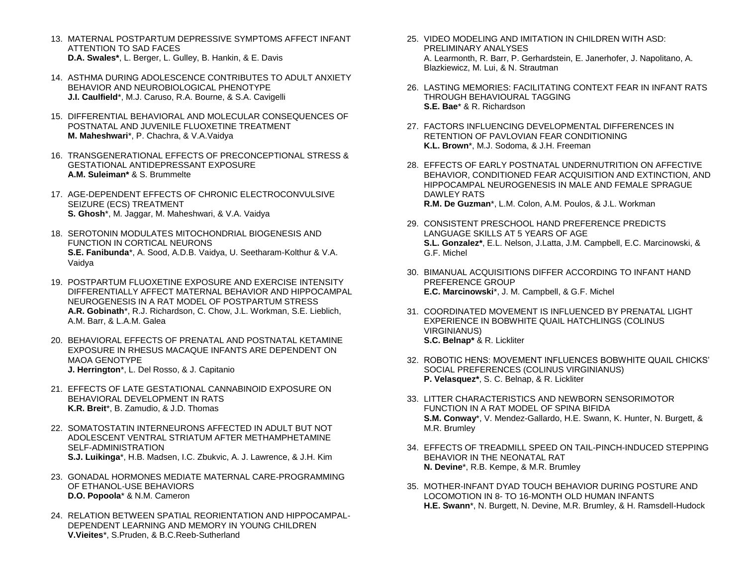13. MATERNAL POSTPARTUM DEPRESSIVE SYMPTOMS AFFECT INFANT ATTENTION TO SAD FACES
**D.A. Swales***, L. Berger, L. Gulley, B. Hankin, & E. Davis

14. ASTHMA DURING ADOLESCENCE CONTRIBUTES TO ADULT ANXIETY BEHAVIOR AND NEUROBIOLOGICAL PHENOTYPE
**J.I. Caulfield***, M.J. Caruso, R.A. Bourne, & S.A. Cavigelli

15. DIFFERENTIAL BEHAVIORAL AND MOLECULAR CONSEQUENCES OF POSTNATAL AND JUVENILE FLUOXETINE TREATMENT
**M. Maheshwari***, P. Chachra, & V.A.Vaidya

16. TRANSGENERATIONAL EFFECTS OF PRECONCEPTIONAL STRESS & GESTATIONAL ANTIDEPRESSANT EXPOSURE
**A.M. Suleiman*** & S. Brummelte

17. AGE-DEPENDENT EFFECTS OF CHRONIC ELECTROCONVULSIVE SEIZURE (ECS) TREATMENT
**S. Ghosh***, M. Jaggar, M. Maheshwari, & V.A. Vaidya

18. SEROTONIN MODULATES MITOCHONDRIAL BIOGENESIS AND FUNCTION IN CORTICAL NEURONS
**S.E. Fanibunda***, A. Sood, A.D.B. Vaidya, U. Seetharam-Kolthur & V.A. Vaidya

19. POSTPARTUM FLUOXETINE EXPOSURE AND EXERCISE INTENSITY DIFFERENTIALLY AFFECT MATERNAL BEHAVIOR AND HIPPOCAMPAL NEUROGENESIS IN A RAT MODEL OF POSTPARTUM STRESS
**A.R. Gobinath***, R.J. Richardson, C. Chow, J.L. Workman, S.E. Lieblich, A.M. Barr, & L.A.M. Galea

20. BEHAVIORAL EFFECTS OF PRENATAL AND POSTNATAL KETAMINE EXPOSURE IN RHESUS MACAQUE INFANTS ARE DEPENDENT ON MAOA GENOTYPE
**J. Herrington***, L. Del Rosso, & J. Capitanio

21. EFFECTS OF LATE GESTATIONAL CANNABINOID EXPOSURE ON BEHAVIORAL DEVELOPMENT IN RATS
**K.R. Breit***, B. Zamudio, & J.D. Thomas

22. SOMATOSTATIN INTERNEURONS AFFECTED IN ADULT BUT NOT ADOLESCENT VENTRAL STRIATUM AFTER METHAMPHETAMINE SELF-ADMINISTRATION
**S.J. Luikinga***, H.B. Madsen, I.C. Zbukvic, A. J. Lawrence, & J.H. Kim

23. GONADAL HORMONES MEDIATE MATERNAL CARE-PROGRAMMING OF ETHANOL-USE BEHAVIORS
**D.O. Popoola*** & N.M. Cameron

24. RELATION BETWEEN SPATIAL REORIENTATION AND HIPPOCAMPAL-DEPENDENT LEARNING AND MEMORY IN YOUNG CHILDREN
**V.Vieites***, S.Pruden, & B.C.Reeb-Sutherland

25. VIDEO MODELING AND IMITATION IN CHILDREN WITH ASD: PRELIMINARY ANALYSES
A. Learmonth, R. Barr, P. Gerhardstein, E. Janerhofer, J. Napolitano, A. Blazkiewicz, M. Lui, & N. Strautman

26. LASTING MEMORIES: FACILITATING CONTEXT FEAR IN INFANT RATS THROUGH BEHAVIOURAL TAGGING
**S.E. Bae*** & R. Richardson

27. FACTORS INFLUENCING DEVELOPMENTAL DIFFERENCES IN RETENTION OF PAVLOVIAN FEAR CONDITIONING
**K.L. Brown***, M.J. Sodoma, & J.H. Freeman

28. EFFECTS OF EARLY POSTNATAL UNDERNUTRITION ON AFFECTIVE BEHAVIOR, CONDITIONED FEAR ACQUISITION AND EXTINCTION, AND HIPPOCAMPAL NEUROGENESIS IN MALE AND FEMALE SPRAGUE DAWLEY RATS
**R.M. De Guzman***, L.M. Colon, A.M. Poulos, & J.L. Workman

29. CONSISTENT PRESCHOOL HAND PREFERENCE PREDICTS LANGUAGE SKILLS AT 5 YEARS OF AGE
**S.L. Gonzalez***, E.L. Nelson, J.Latta, J.M. Campbell, E.C. Marcinowski, & G.F. Michel

30. BIMANUAL ACQUISITIONS DIFFER ACCORDING TO INFANT HAND PREFERENCE GROUP
**E.C. Marcinowski***, J. M. Campbell, & G.F. Michel

31. COORDINATED MOVEMENT IS INFLUENCED BY PRENATAL LIGHT EXPERIENCE IN BOBWHITE QUAIL HATCHLINGS (COLINUS VIRGINIANUS)
**S.C. Belnap*** & R. Lickliter

32. ROBOTIC HENS: MOVEMENT INFLUENCES BOBWHITE QUAIL CHICKS' SOCIAL PREFERENCES (COLINUS VIRGINIANUS)
**P. Velasquez***, S. C. Belnap, & R. Lickliter

33. LITTER CHARACTERISTICS AND NEWBORN SENSORIMOTOR FUNCTION IN A RAT MODEL OF SPINA BIFIDA
**S.M. Conway***, V. Mendez-Gallardo, H.E. Swann, K. Hunter, N. Burgett, & M.R. Brumley

34. EFFECTS OF TREADMILL SPEED ON TAIL-PINCH-INDUCED STEPPING BEHAVIOR IN THE NEONATAL RAT
**N. Devine***, R.B. Kempe, & M.R. Brumley

35. MOTHER-INFANT DYAD TOUCH BEHAVIOR DURING POSTURE AND LOCOMOTION IN 8- TO 16-MONTH OLD HUMAN INFANTS
**H.E. Swann***, N. Burgett, N. Devine, M.R. Brumley, & H. Ramsdell-Hudock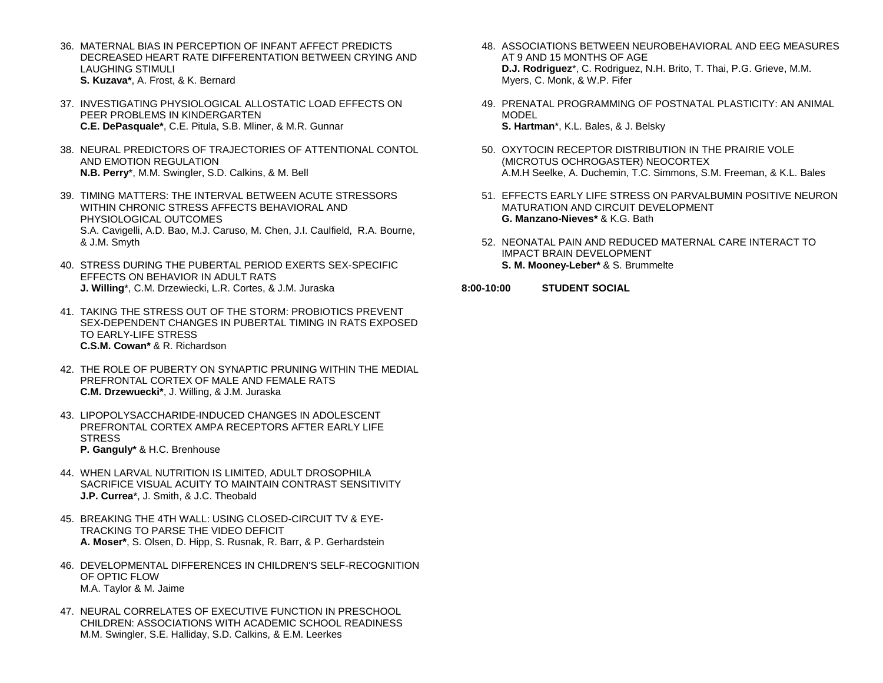36. MATERNAL BIAS IN PERCEPTION OF INFANT AFFECT PREDICTS DECREASED HEART RATE DIFFERENTATION BETWEEN CRYING AND LAUGHING STIMULI
    **S. Kuzava***, A. Frost, & K. Bernard

37. INVESTIGATING PHYSIOLOGICAL ALLOSTATIC LOAD EFFECTS ON PEER PROBLEMS IN KINDERGARTEN
    **C.E. DePasquale***, C.E. Pitula, S.B. Mliner, & M.R. Gunnar

38. NEURAL PREDICTORS OF TRAJECTORIES OF ATTENTIONAL CONTOL AND EMOTION REGULATION
    **N.B. Perry***, M.M. Swingler, S.D. Calkins, & M. Bell

39. TIMING MATTERS: THE INTERVAL BETWEEN ACUTE STRESSORS WITHIN CHRONIC STRESS AFFECTS BEHAVIORAL AND PHYSIOLOGICAL OUTCOMES
    S.A. Cavigelli, A.D. Bao, M.J. Caruso, M. Chen, J.I. Caulfield, R.A. Bourne, & J.M. Smyth

40. STRESS DURING THE PUBERTAL PERIOD EXERTS SEX-SPECIFIC EFFECTS ON BEHAVIOR IN ADULT RATS
    **J. Willing***, C.M. Drzewiecki, L.R. Cortes, & J.M. Juraska

41. TAKING THE STRESS OUT OF THE STORM: PROBIOTICS PREVENT SEX-DEPENDENT CHANGES IN PUBERTAL TIMING IN RATS EXPOSED TO EARLY-LIFE STRESS
    **C.S.M. Cowan*** & R. Richardson

42. THE ROLE OF PUBERTY ON SYNAPTIC PRUNING WITHIN THE MEDIAL PREFRONTAL CORTEX OF MALE AND FEMALE RATS
    **C.M. Drzewuecki***, J. Willing, & J.M. Juraska

43. LIPOPOLYSACCHARIDE-INDUCED CHANGES IN ADOLESCENT PREFRONTAL CORTEX AMPA RECEPTORS AFTER EARLY LIFE STRESS
    **P. Ganguly*** & H.C. Brenhouse

44. WHEN LARVAL NUTRITION IS LIMITED, ADULT DROSOPHILA SACRIFICE VISUAL ACUITY TO MAINTAIN CONTRAST SENSITIVITY
    **J.P. Currea***, J. Smith, & J.C. Theobald

45. BREAKING THE 4TH WALL: USING CLOSED-CIRCUIT TV & EYE-TRACKING TO PARSE THE VIDEO DEFICIT
    **A. Moser***, S. Olsen, D. Hipp, S. Rusnak, R. Barr, & P. Gerhardstein

46. DEVELOPMENTAL DIFFERENCES IN CHILDREN'S SELF-RECOGNITION OF OPTIC FLOW
    M.A. Taylor & M. Jaime

47. NEURAL CORRELATES OF EXECUTIVE FUNCTION IN PRESCHOOL CHILDREN: ASSOCIATIONS WITH ACADEMIC SCHOOL READINESS
    M.M. Swingler, S.E. Halliday, S.D. Calkins, & E.M. Leerkes

48. ASSOCIATIONS BETWEEN NEUROBEHAVIORAL AND EEG MEASURES AT 9 AND 15 MONTHS OF AGE
    **D.J. Rodriguez***, C. Rodriguez, N.H. Brito, T. Thai, P.G. Grieve, M.M. Myers, C. Monk, & W.P. Fifer

49. PRENATAL PROGRAMMING OF POSTNATAL PLASTICITY: AN ANIMAL MODEL
    **S. Hartman***, K.L. Bales, & J. Belsky

50. OXYTOCIN RECEPTOR DISTRIBUTION IN THE PRAIRIE VOLE (MICROTUS OCHROGASTER) NEOCORTEX
    A.M.H Seelke, A. Duchemin, T.C. Simmons, S.M. Freeman, & K.L. Bales

51. EFFECTS EARLY LIFE STRESS ON PARVALBUMIN POSITIVE NEURON MATURATION AND CIRCUIT DEVELOPMENT
    **G. Manzano-Nieves*** & K.G. Bath

52. NEONATAL PAIN AND REDUCED MATERNAL CARE INTERACT TO IMPACT BRAIN DEVELOPMENT
    **S. M. Mooney-Leber*** & S. Brummelte

**8:00-10:00 STUDENT SOCIAL**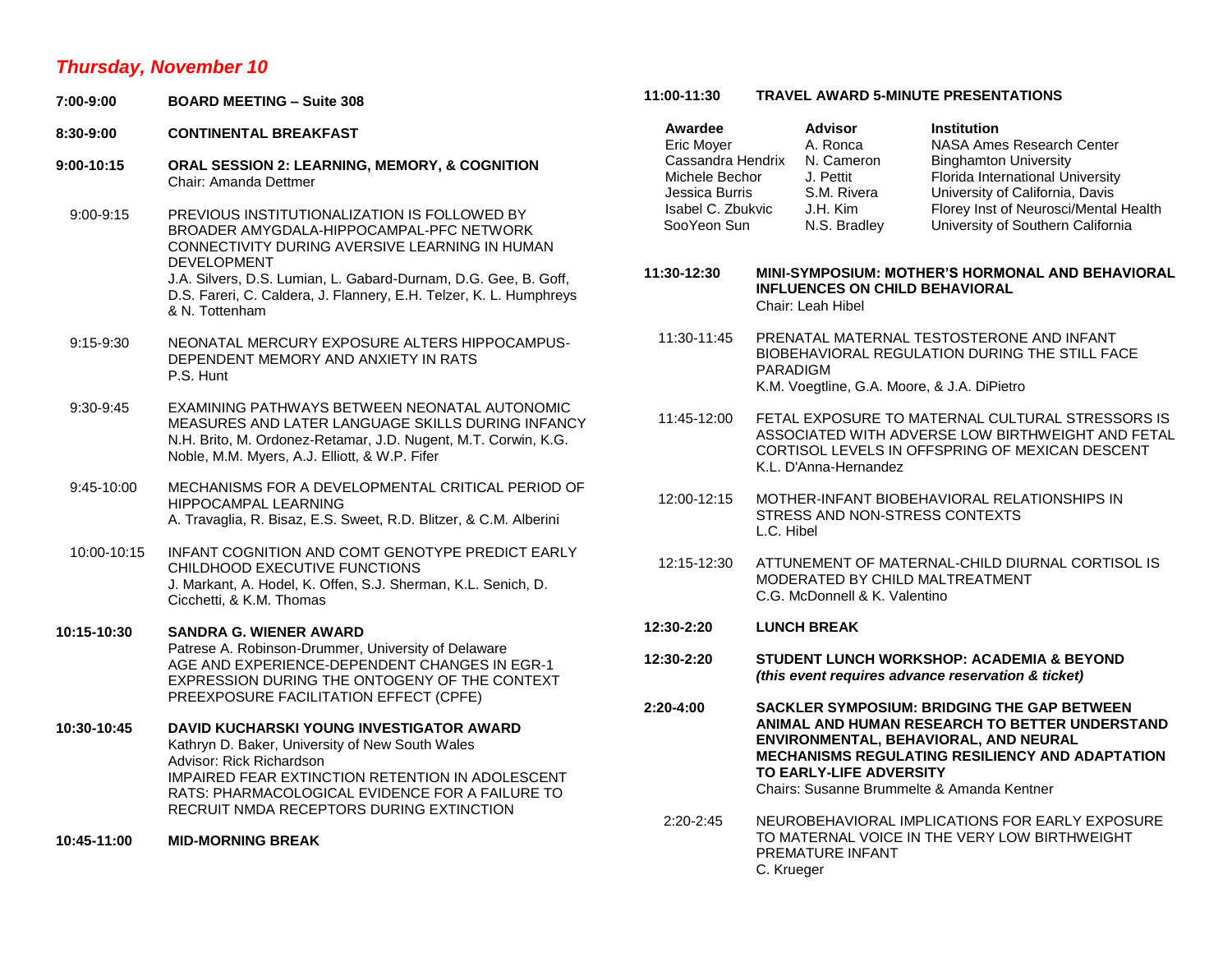## *Thursday, November 10*

**7:00-9:00** **BOARD MEETING – Suite 308**

**8:30-9:00** **CONTINENTAL BREAKFAST**

**9:00-10:15** **ORAL SESSION 2: LEARNING, MEMORY, & COGNITION**
Chair: Amanda Dettmer

9:00-9:15 PREVIOUS INSTITUTIONALIZATION IS FOLLOWED BY BROADER AMYGDALA-HIPPOCAMPAL-PFC NETWORK CONNECTIVITY DURING AVERSIVE LEARNING IN HUMAN DEVELOPMENT
J.A. Silvers, D.S. Lumian, L. Gabard-Durnam, D.G. Gee, B. Goff, D.S. Fareri, C. Caldera, J. Flannery, E.H. Telzer, K. L. Humphreys & N. Tottenham

9:15-9:30 NEONATAL MERCURY EXPOSURE ALTERS HIPPOCAMPUS-DEPENDENT MEMORY AND ANXIETY IN RATS
P.S. Hunt

9:30-9:45 EXAMINING PATHWAYS BETWEEN NEONATAL AUTONOMIC MEASURES AND LATER LANGUAGE SKILLS DURING INFANCY
N.H. Brito, M. Ordonez-Retamar, J.D. Nugent, M.T. Corwin, K.G. Noble, M.M. Myers, A.J. Elliott, & W.P. Fifer

9:45-10:00 MECHANISMS FOR A DEVELOPMENTAL CRITICAL PERIOD OF HIPPOCAMPAL LEARNING
A. Travaglia, R. Bisaz, E.S. Sweet, R.D. Blitzer, & C.M. Alberini

10:00-10:15 INFANT COGNITION AND COMT GENOTYPE PREDICT EARLY CHILDHOOD EXECUTIVE FUNCTIONS
J. Markant, A. Hodel, K. Offen, S.J. Sherman, K.L. Senich, D. Cicchetti, & K.M. Thomas

**10:15-10:30** **SANDRA G. WIENER AWARD**
Patrese A. Robinson-Drummer, University of Delaware
AGE AND EXPERIENCE-DEPENDENT CHANGES IN EGR-1 EXPRESSION DURING THE ONTOGENY OF THE CONTEXT PREEXPOSURE FACILITATION EFFECT (CPFE)

**10:30-10:45** **DAVID KUCHARSKI YOUNG INVESTIGATOR AWARD**
Kathryn D. Baker, University of New South Wales
Advisor: Rick Richardson
IMPAIRED FEAR EXTINCTION RETENTION IN ADOLESCENT RATS: PHARMACOLOGICAL EVIDENCE FOR A FAILURE TO RECRUIT NMDA RECEPTORS DURING EXTINCTION

**10:45-11:00** **MID-MORNING BREAK**

**11:00-11:30** **TRAVEL AWARD 5-MINUTE PRESENTATIONS**

| Awardee | Advisor | Institution |
|---|---|---|
| Eric Moyer | A. Ronca | NASA Ames Research Center |
| Cassandra Hendrix | N. Cameron | Binghamton University |
| Michele Bechor | J. Pettit | Florida International University |
| Jessica Burris | S.M. Rivera | University of California, Davis |
| Isabel C. Zbukvic | J.H. Kim | Florey Inst of Neurosci/Mental Health |
| SooYeon Sun | N.S. Bradley | University of Southern California |

**11:30-12:30** **MINI-SYMPOSIUM: MOTHER'S HORMONAL AND BEHAVIORAL INFLUENCES ON CHILD BEHAVIORAL**
Chair: Leah Hibel

11:30-11:45 PRENATAL MATERNAL TESTOSTERONE AND INFANT BIOBEHAVIORAL REGULATION DURING THE STILL FACE PARADIGM
K.M. Voegtline, G.A. Moore, & J.A. DiPietro

11:45-12:00 FETAL EXPOSURE TO MATERNAL CULTURAL STRESSORS IS ASSOCIATED WITH ADVERSE LOW BIRTHWEIGHT AND FETAL CORTISOL LEVELS IN OFFSPRING OF MEXICAN DESCENT
K.L. D'Anna-Hernandez

12:00-12:15 MOTHER-INFANT BIOBEHAVIORAL RELATIONSHIPS IN STRESS AND NON-STRESS CONTEXTS
L.C. Hibel

12:15-12:30 ATTUNEMENT OF MATERNAL-CHILD DIURNAL CORTISOL IS MODERATED BY CHILD MALTREATMENT
C.G. McDonnell & K. Valentino

**12:30-2:20** **LUNCH BREAK**

**12:30-2:20** **STUDENT LUNCH WORKSHOP: ACADEMIA & BEYOND**
***(this event requires advance reservation & ticket)***

**2:20-4:00** **SACKLER SYMPOSIUM: BRIDGING THE GAP BETWEEN ANIMAL AND HUMAN RESEARCH TO BETTER UNDERSTAND ENVIRONMENTAL, BEHAVIORAL, AND NEURAL MECHANISMS REGULATING RESILIENCY AND ADAPTATION TO EARLY-LIFE ADVERSITY**
Chairs: Susanne Brummelte & Amanda Kentner

2:20-2:45 NEUROBEHAVIORAL IMPLICATIONS FOR EARLY EXPOSURE TO MATERNAL VOICE IN THE VERY LOW BIRTHWEIGHT PREMATURE INFANT
C. Krueger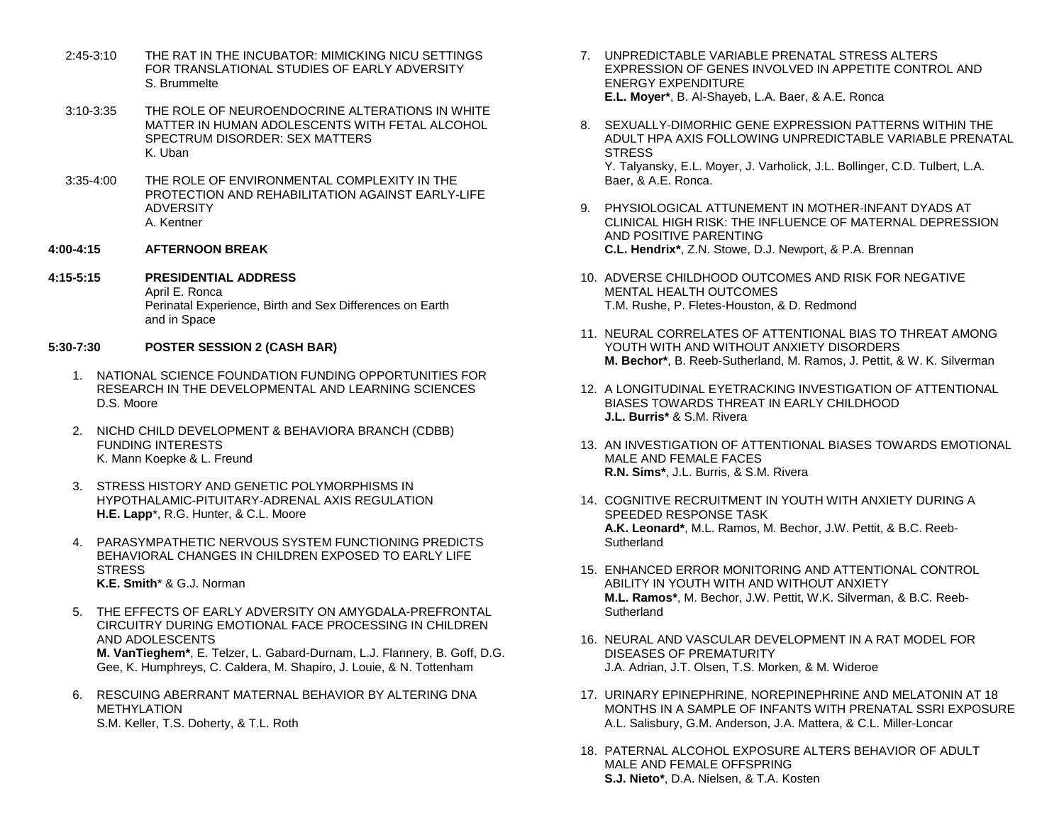2:45-3:10 THE RAT IN THE INCUBATOR: MIMICKING NICU SETTINGS FOR TRANSLATIONAL STUDIES OF EARLY ADVERSITY
S. Brummelte

3:10-3:35 THE ROLE OF NEUROENDOCRINE ALTERATIONS IN WHITE MATTER IN HUMAN ADOLESCENTS WITH FETAL ALCOHOL SPECTRUM DISORDER: SEX MATTERS
K. Uban

3:35-4:00 THE ROLE OF ENVIRONMENTAL COMPLEXITY IN THE PROTECTION AND REHABILITATION AGAINST EARLY-LIFE ADVERSITY
A. Kentner

**4:00-4:15 AFTERNOON BREAK**

**4:15-5:15 PRESIDENTIAL ADDRESS**
April E. Ronca
Perinatal Experience, Birth and Sex Differences on Earth and in Space

**5:30-7:30 POSTER SESSION 2 (CASH BAR)**

1. NATIONAL SCIENCE FOUNDATION FUNDING OPPORTUNITIES FOR RESEARCH IN THE DEVELOPMENTAL AND LEARNING SCIENCES
   D.S. Moore

2. NICHD CHILD DEVELOPMENT & BEHAVIORA BRANCH (CDBB) FUNDING INTERESTS
   K. Mann Koepke & L. Freund

3. STRESS HISTORY AND GENETIC POLYMORPHISMS IN HYPOTHALAMIC-PITUITARY-ADRENAL AXIS REGULATION
   **H.E. Lapp***, R.G. Hunter, & C.L. Moore

4. PARASYMPATHETIC NERVOUS SYSTEM FUNCTIONING PREDICTS BEHAVIORAL CHANGES IN CHILDREN EXPOSED TO EARLY LIFE STRESS
   **K.E. Smith*** & G.J. Norman

5. THE EFFECTS OF EARLY ADVERSITY ON AMYGDALA-PREFRONTAL CIRCUITRY DURING EMOTIONAL FACE PROCESSING IN CHILDREN AND ADOLESCENTS
   **M. VanTieghem***, E. Telzer, L. Gabard-Durnam, L.J. Flannery, B. Goff, D.G. Gee, K. Humphreys, C. Caldera, M. Shapiro, J. Louie, & N. Tottenham

6. RESCUING ABERRANT MATERNAL BEHAVIOR BY ALTERING DNA METHYLATION
   S.M. Keller, T.S. Doherty, & T.L. Roth

7. UNPREDICTABLE VARIABLE PRENATAL STRESS ALTERS EXPRESSION OF GENES INVOLVED IN APPETITE CONTROL AND ENERGY EXPENDITURE
   **E.L. Moyer***, B. Al-Shayeb, L.A. Baer, & A.E. Ronca

8. SEXUALLY-DIMORHIC GENE EXPRESSION PATTERNS WITHIN THE ADULT HPA AXIS FOLLOWING UNPREDICTABLE VARIABLE PRENATAL STRESS
   Y. Talyansky, E.L. Moyer, J. Varholick, J.L. Bollinger, C.D. Tulbert, L.A. Baer, & A.E. Ronca.

9. PHYSIOLOGICAL ATTUNEMENT IN MOTHER-INFANT DYADS AT CLINICAL HIGH RISK: THE INFLUENCE OF MATERNAL DEPRESSION AND POSITIVE PARENTING
   **C.L. Hendrix***, Z.N. Stowe, D.J. Newport, & P.A. Brennan

10. ADVERSE CHILDHOOD OUTCOMES AND RISK FOR NEGATIVE MENTAL HEALTH OUTCOMES
    T.M. Rushe, P. Fletes-Houston, & D. Redmond

11. NEURAL CORRELATES OF ATTENTIONAL BIAS TO THREAT AMONG YOUTH WITH AND WITHOUT ANXIETY DISORDERS
    **M. Bechor***, B. Reeb-Sutherland, M. Ramos, J. Pettit, & W. K. Silverman

12. A LONGITUDINAL EYETRACKING INVESTIGATION OF ATTENTIONAL BIASES TOWARDS THREAT IN EARLY CHILDHOOD
    **J.L. Burris*** & S.M. Rivera

13. AN INVESTIGATION OF ATTENTIONAL BIASES TOWARDS EMOTIONAL MALE AND FEMALE FACES
    **R.N. Sims***, J.L. Burris, & S.M. Rivera

14. COGNITIVE RECRUITMENT IN YOUTH WITH ANXIETY DURING A SPEEDED RESPONSE TASK
    **A.K. Leonard***, M.L. Ramos, M. Bechor, J.W. Pettit, & B.C. Reeb-Sutherland

15. ENHANCED ERROR MONITORING AND ATTENTIONAL CONTROL ABILITY IN YOUTH WITH AND WITHOUT ANXIETY
    **M.L. Ramos***, M. Bechor, J.W. Pettit, W.K. Silverman, & B.C. Reeb-Sutherland

16. NEURAL AND VASCULAR DEVELOPMENT IN A RAT MODEL FOR DISEASES OF PREMATURITY
    J.A. Adrian, J.T. Olsen, T.S. Morken, & M. Wideroe

17. URINARY EPINEPHRINE, NOREPINEPHRINE AND MELATONIN AT 18 MONTHS IN A SAMPLE OF INFANTS WITH PRENATAL SSRI EXPOSURE
    A.L. Salisbury, G.M. Anderson, J.A. Mattera, & C.L. Miller-Loncar

18. PATERNAL ALCOHOL EXPOSURE ALTERS BEHAVIOR OF ADULT MALE AND FEMALE OFFSPRING
    **S.J. Nieto***, D.A. Nielsen, & T.A. Kosten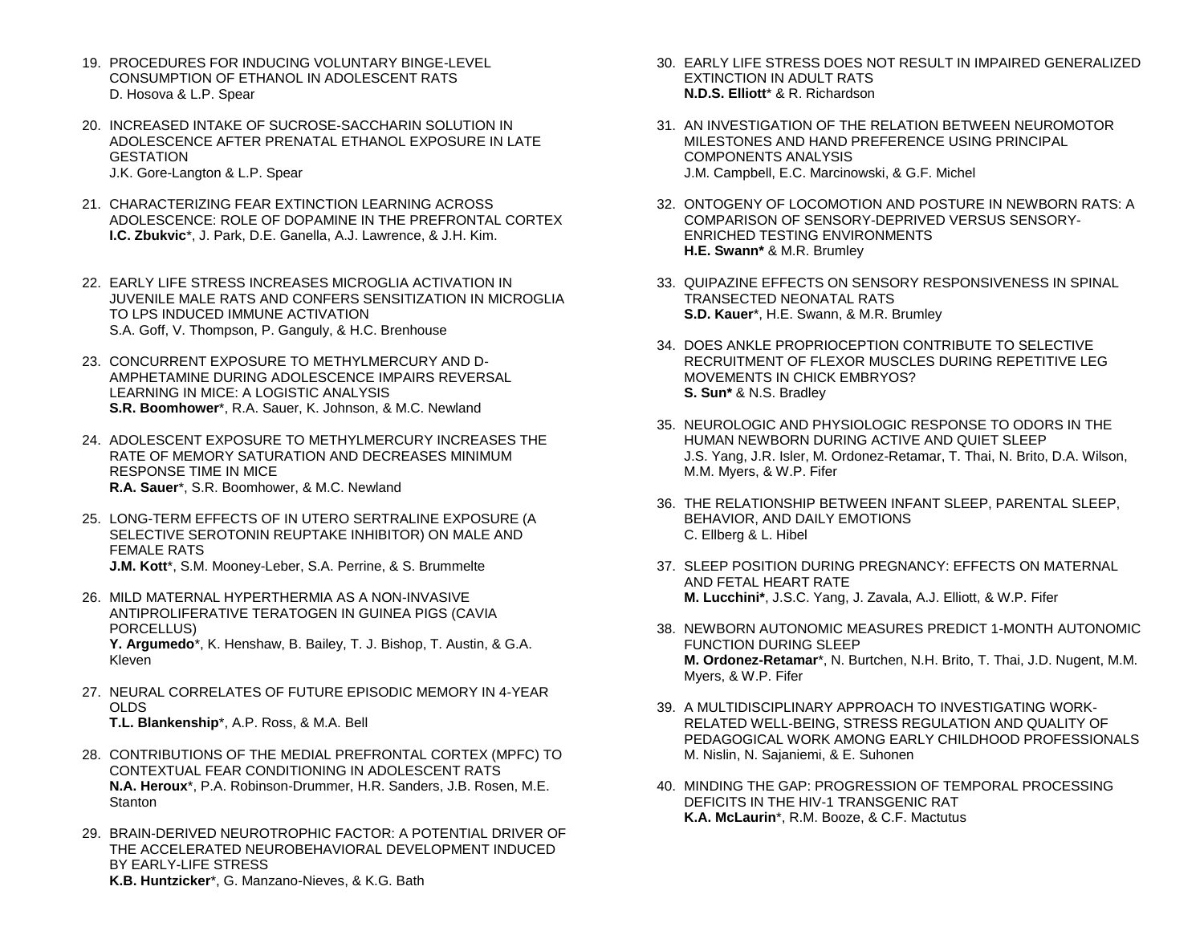19. PROCEDURES FOR INDUCING VOLUNTARY BINGE-LEVEL CONSUMPTION OF ETHANOL IN ADOLESCENT RATS
    D. Hosova & L.P. Spear

20. INCREASED INTAKE OF SUCROSE-SACCHARIN SOLUTION IN ADOLESCENCE AFTER PRENATAL ETHANOL EXPOSURE IN LATE GESTATION
    J.K. Gore-Langton & L.P. Spear

21. CHARACTERIZING FEAR EXTINCTION LEARNING ACROSS ADOLESCENCE: ROLE OF DOPAMINE IN THE PREFRONTAL CORTEX
    **I.C. Zbukvic***, J. Park, D.E. Ganella, A.J. Lawrence, & J.H. Kim.

22. EARLY LIFE STRESS INCREASES MICROGLIA ACTIVATION IN JUVENILE MALE RATS AND CONFERS SENSITIZATION IN MICROGLIA TO LPS INDUCED IMMUNE ACTIVATION
    S.A. Goff, V. Thompson, P. Ganguly, & H.C. Brenhouse

23. CONCURRENT EXPOSURE TO METHYLMERCURY AND D-AMPHETAMINE DURING ADOLESCENCE IMPAIRS REVERSAL LEARNING IN MICE: A LOGISTIC ANALYSIS
    **S.R. Boomhower***, R.A. Sauer, K. Johnson, & M.C. Newland

24. ADOLESCENT EXPOSURE TO METHYLMERCURY INCREASES THE RATE OF MEMORY SATURATION AND DECREASES MINIMUM RESPONSE TIME IN MICE
    **R.A. Sauer***, S.R. Boomhower, & M.C. Newland

25. LONG-TERM EFFECTS OF IN UTERO SERTRALINE EXPOSURE (A SELECTIVE SEROTONIN REUPTAKE INHIBITOR) ON MALE AND FEMALE RATS
    **J.M. Kott***, S.M. Mooney-Leber, S.A. Perrine, & S. Brummelte

26. MILD MATERNAL HYPERTHERMIA AS A NON-INVASIVE ANTIPROLIFERATIVE TERATOGEN IN GUINEA PIGS (CAVIA PORCELLUS)
    **Y. Argumedo***, K. Henshaw, B. Bailey, T. J. Bishop, T. Austin, & G.A. Kleven

27. NEURAL CORRELATES OF FUTURE EPISODIC MEMORY IN 4-YEAR OLDS
    **T.L. Blankenship***, A.P. Ross, & M.A. Bell

28. CONTRIBUTIONS OF THE MEDIAL PREFRONTAL CORTEX (MPFC) TO CONTEXTUAL FEAR CONDITIONING IN ADOLESCENT RATS
    **N.A. Heroux***, P.A. Robinson-Drummer, H.R. Sanders, J.B. Rosen, M.E. Stanton

29. BRAIN-DERIVED NEUROTROPHIC FACTOR: A POTENTIAL DRIVER OF THE ACCELERATED NEUROBEHAVIORAL DEVELOPMENT INDUCED BY EARLY-LIFE STRESS
    **K.B. Huntzicker***, G. Manzano-Nieves, & K.G. Bath

30. EARLY LIFE STRESS DOES NOT RESULT IN IMPAIRED GENERALIZED EXTINCTION IN ADULT RATS
    **N.D.S. Elliott*** & R. Richardson

31. AN INVESTIGATION OF THE RELATION BETWEEN NEUROMOTOR MILESTONES AND HAND PREFERENCE USING PRINCIPAL COMPONENTS ANALYSIS
    J.M. Campbell, E.C. Marcinowski, & G.F. Michel

32. ONTOGENY OF LOCOMOTION AND POSTURE IN NEWBORN RATS: A COMPARISON OF SENSORY-DEPRIVED VERSUS SENSORY-ENRICHED TESTING ENVIRONMENTS
    **H.E. Swann*** & M.R. Brumley

33. QUIPAZINE EFFECTS ON SENSORY RESPONSIVENESS IN SPINAL TRANSECTED NEONATAL RATS
    **S.D. Kauer***, H.E. Swann, & M.R. Brumley

34. DOES ANKLE PROPRIOCEPTION CONTRIBUTE TO SELECTIVE RECRUITMENT OF FLEXOR MUSCLES DURING REPETITIVE LEG MOVEMENTS IN CHICK EMBRYOS?
    **S. Sun*** & N.S. Bradley

35. NEUROLOGIC AND PHYSIOLOGIC RESPONSE TO ODORS IN THE HUMAN NEWBORN DURING ACTIVE AND QUIET SLEEP
    J.S. Yang, J.R. Isler, M. Ordonez-Retamar, T. Thai, N. Brito, D.A. Wilson, M.M. Myers, & W.P. Fifer

36. THE RELATIONSHIP BETWEEN INFANT SLEEP, PARENTAL SLEEP, BEHAVIOR, AND DAILY EMOTIONS
    C. Ellberg & L. Hibel

37. SLEEP POSITION DURING PREGNANCY: EFFECTS ON MATERNAL AND FETAL HEART RATE
    **M. Lucchini***, J.S.C. Yang, J. Zavala, A.J. Elliott, & W.P. Fifer

38. NEWBORN AUTONOMIC MEASURES PREDICT 1-MONTH AUTONOMIC FUNCTION DURING SLEEP
    **M. Ordonez-Retamar***, N. Burtchen, N.H. Brito, T. Thai, J.D. Nugent, M.M. Myers, & W.P. Fifer

39. A MULTIDISCIPLINARY APPROACH TO INVESTIGATING WORK-RELATED WELL-BEING, STRESS REGULATION AND QUALITY OF PEDAGOGICAL WORK AMONG EARLY CHILDHOOD PROFESSIONALS
    M. Nislin, N. Sajaniemi, & E. Suhonen

40. MINDING THE GAP: PROGRESSION OF TEMPORAL PROCESSING DEFICITS IN THE HIV-1 TRANSGENIC RAT
    **K.A. McLaurin***, R.M. Booze, & C.F. Mactutus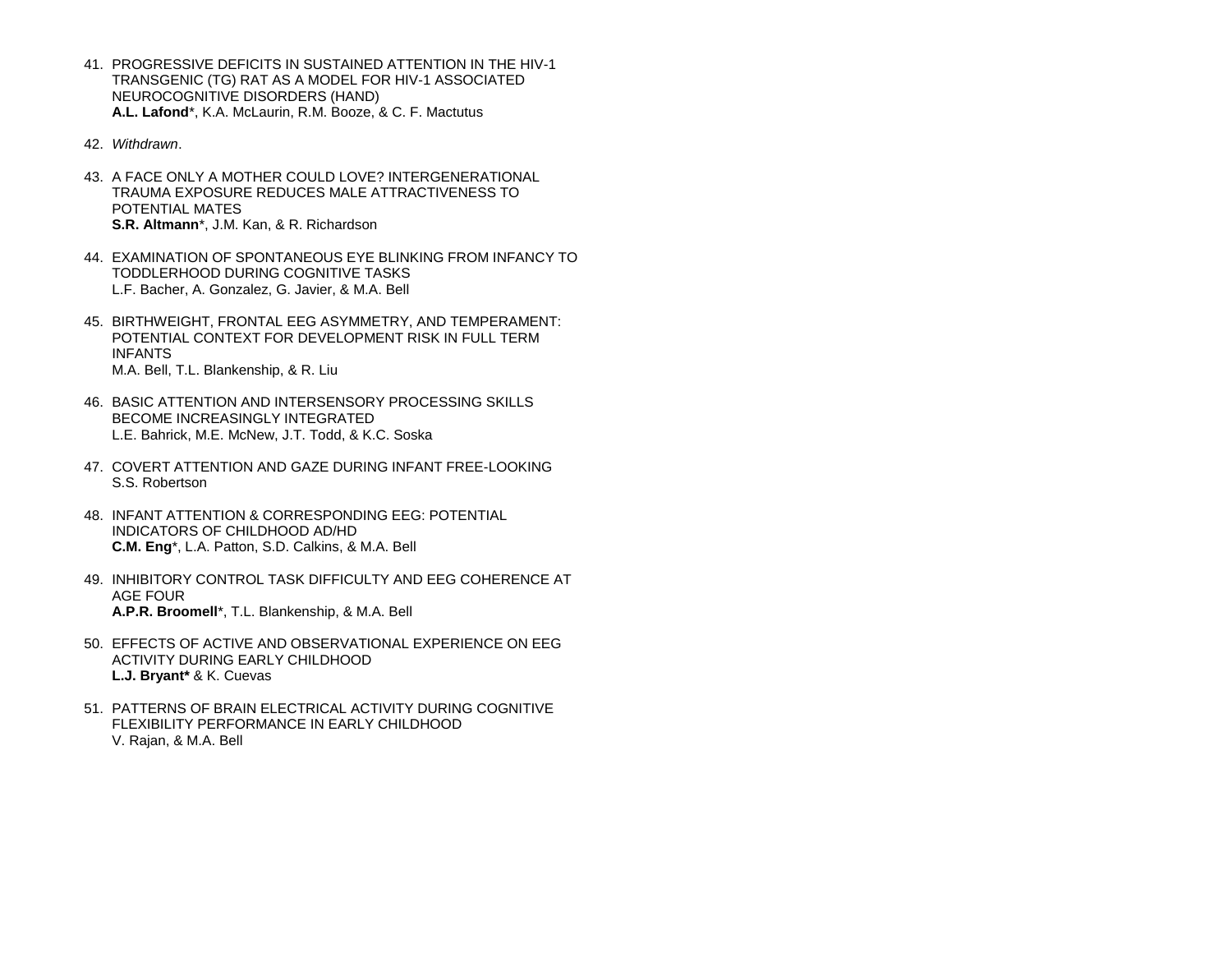41. PROGRESSIVE DEFICITS IN SUSTAINED ATTENTION IN THE HIV-1 TRANSGENIC (TG) RAT AS A MODEL FOR HIV-1 ASSOCIATED NEUROCOGNITIVE DISORDERS (HAND)
    **A.L. Lafond***, K.A. McLaurin, R.M. Booze, & C. F. Mactutus

42. *Withdrawn*.

43. A FACE ONLY A MOTHER COULD LOVE? INTERGENERATIONAL TRAUMA EXPOSURE REDUCES MALE ATTRACTIVENESS TO POTENTIAL MATES
    **S.R. Altmann***, J.M. Kan, & R. Richardson

44. EXAMINATION OF SPONTANEOUS EYE BLINKING FROM INFANCY TO TODDLERHOOD DURING COGNITIVE TASKS
    L.F. Bacher, A. Gonzalez, G. Javier, & M.A. Bell

45. BIRTHWEIGHT, FRONTAL EEG ASYMMETRY, AND TEMPERAMENT: POTENTIAL CONTEXT FOR DEVELOPMENT RISK IN FULL TERM INFANTS
    M.A. Bell, T.L. Blankenship, & R. Liu

46. BASIC ATTENTION AND INTERSENSORY PROCESSING SKILLS BECOME INCREASINGLY INTEGRATED
    L.E. Bahrick, M.E. McNew, J.T. Todd, & K.C. Soska

47. COVERT ATTENTION AND GAZE DURING INFANT FREE-LOOKING
    S.S. Robertson

48. INFANT ATTENTION & CORRESPONDING EEG: POTENTIAL INDICATORS OF CHILDHOOD AD/HD
    **C.M. Eng***, L.A. Patton, S.D. Calkins, & M.A. Bell

49. INHIBITORY CONTROL TASK DIFFICULTY AND EEG COHERENCE AT AGE FOUR
    **A.P.R. Broomell***, T.L. Blankenship, & M.A. Bell

50. EFFECTS OF ACTIVE AND OBSERVATIONAL EXPERIENCE ON EEG ACTIVITY DURING EARLY CHILDHOOD
    **L.J. Bryant*** & K. Cuevas

51. PATTERNS OF BRAIN ELECTRICAL ACTIVITY DURING COGNITIVE FLEXIBILITY PERFORMANCE IN EARLY CHILDHOOD
    V. Rajan, & M.A. Bell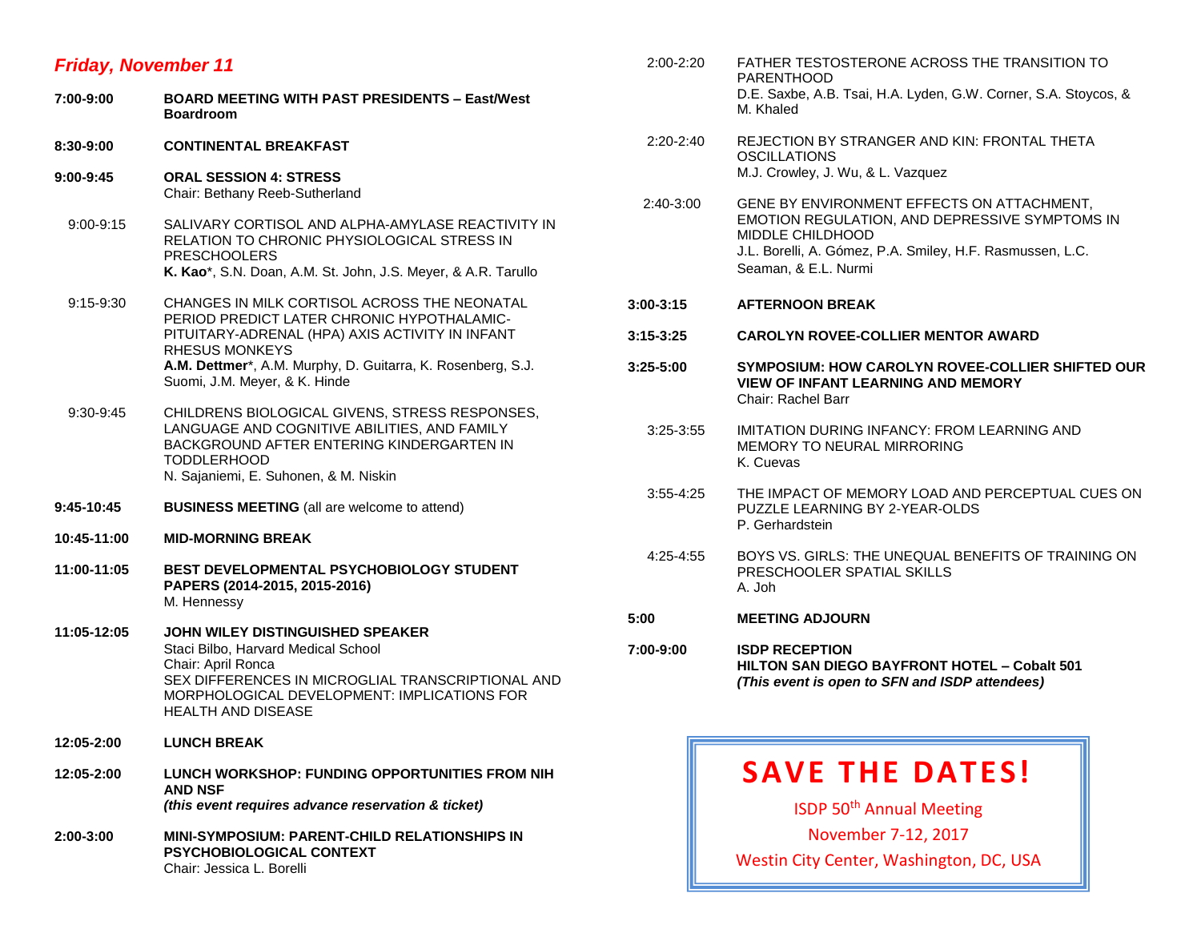## *Friday, November 11*

**7:00-9:00** **BOARD MEETING WITH PAST PRESIDENTS – East/West Boardroom**

**8:30-9:00** **CONTINENTAL BREAKFAST**

**9:00-9:45** **ORAL SESSION 4: STRESS**
Chair: Bethany Reeb-Sutherland

9:00-9:15 SALIVARY CORTISOL AND ALPHA-AMYLASE REACTIVITY IN RELATION TO CHRONIC PHYSIOLOGICAL STRESS IN PRESCHOOLERS
**K. Kao***, S.N. Doan, A.M. St. John, J.S. Meyer, & A.R. Tarullo

9:15-9:30 CHANGES IN MILK CORTISOL ACROSS THE NEONATAL PERIOD PREDICT LATER CHRONIC HYPOTHALAMIC-PITUITARY-ADRENAL (HPA) AXIS ACTIVITY IN INFANT RHESUS MONKEYS
**A.M. Dettmer***, A.M. Murphy, D. Guitarra, K. Rosenberg, S.J. Suomi, J.M. Meyer, & K. Hinde

9:30-9:45 CHILDRENS BIOLOGICAL GIVENS, STRESS RESPONSES, LANGUAGE AND COGNITIVE ABILITIES, AND FAMILY BACKGROUND AFTER ENTERING KINDERGARTEN IN TODDLERHOOD
N. Sajaniemi, E. Suhonen, & M. Niskin

**9:45-10:45** **BUSINESS MEETING** (all are welcome to attend)

**10:45-11:00** **MID-MORNING BREAK**

**11:00-11:05** **BEST DEVELOPMENTAL PSYCHOBIOLOGY STUDENT PAPERS (2014-2015, 2015-2016)**
M. Hennessy

**11:05-12:05** **JOHN WILEY DISTINGUISHED SPEAKER**
Staci Bilbo, Harvard Medical School
Chair: April Ronca
SEX DIFFERENCES IN MICROGLIAL TRANSCRIPTIONAL AND MORPHOLOGICAL DEVELOPMENT: IMPLICATIONS FOR HEALTH AND DISEASE

**12:05-2:00** **LUNCH BREAK**

**12:05-2:00** **LUNCH WORKSHOP: FUNDING OPPORTUNITIES FROM NIH AND NSF**
***(this event requires advance reservation & ticket)***

**2:00-3:00** **MINI-SYMPOSIUM: PARENT-CHILD RELATIONSHIPS IN PSYCHOBIOLOGICAL CONTEXT**
Chair: Jessica L. Borelli

2:00-2:20 FATHER TESTOSTERONE ACROSS THE TRANSITION TO PARENTHOOD
D.E. Saxbe, A.B. Tsai, H.A. Lyden, G.W. Corner, S.A. Stoycos, & M. Khaled

2:20-2:40 REJECTION BY STRANGER AND KIN: FRONTAL THETA OSCILLATIONS
M.J. Crowley, J. Wu, & L. Vazquez

2:40-3:00 GENE BY ENVIRONMENT EFFECTS ON ATTACHMENT, EMOTION REGULATION, AND DEPRESSIVE SYMPTOMS IN MIDDLE CHILDHOOD
J.L. Borelli, A. Gómez, P.A. Smiley, H.F. Rasmussen, L.C. Seaman, & E.L. Nurmi

**3:00-3:15** **AFTERNOON BREAK**

**3:15-3:25** **CAROLYN ROVEE-COLLIER MENTOR AWARD**

**3:25-5:00** **SYMPOSIUM: HOW CAROLYN ROVEE-COLLIER SHIFTED OUR VIEW OF INFANT LEARNING AND MEMORY**
Chair: Rachel Barr

3:25-3:55 IMITATION DURING INFANCY: FROM LEARNING AND MEMORY TO NEURAL MIRRORING
K. Cuevas

3:55-4:25 THE IMPACT OF MEMORY LOAD AND PERCEPTUAL CUES ON PUZZLE LEARNING BY 2-YEAR-OLDS
P. Gerhardstein

4:25-4:55 BOYS VS. GIRLS: THE UNEQUAL BENEFITS OF TRAINING ON PRESCHOOLER SPATIAL SKILLS
A. Joh

**5:00** **MEETING ADJOURN**

**7:00-9:00** **ISDP RECEPTION**
**HILTON SAN DIEGO BAYFRONT HOTEL – Cobalt 501**
***(This event is open to SFN and ISDP attendees)***

# SAVE THE DATES!

ISDP 50th Annual Meeting
November 7-12, 2017
Westin City Center, Washington, DC, USA